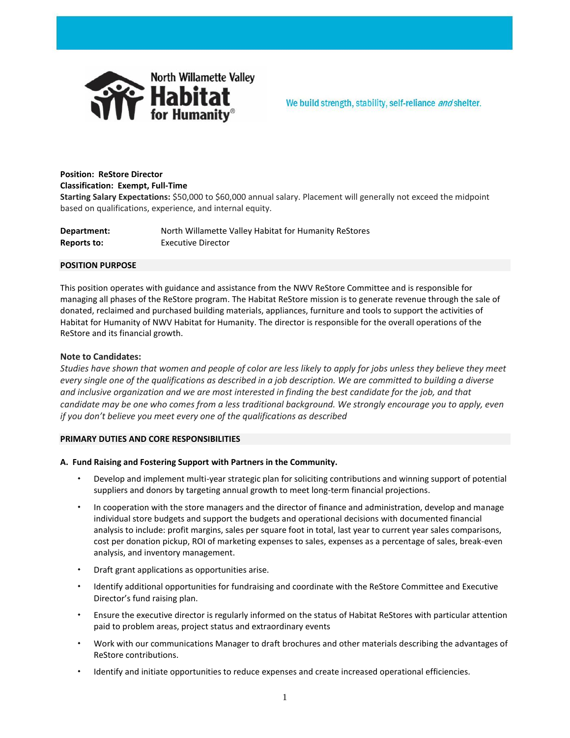North Willamette Valley Habitat for Humanity

We build strength, stability, self-reliance *and* shelter.

**Position: ReStore Director**
**Classification: Exempt, Full-Time**
**Starting Salary Expectations:** $50,000 to $60,000 annual salary. Placement will generally not exceed the midpoint based on qualifications, experience, and internal equity.

| | |
|---|---|
| **Department:** | North Willamette Valley Habitat for Humanity ReStores |
| **Reports to:** | Executive Director |

## POSITION PURPOSE

This position operates with guidance and assistance from the NWV ReStore Committee and is responsible for managing all phases of the ReStore program. The Habitat ReStore mission is to generate revenue through the sale of donated, reclaimed and purchased building materials, appliances, furniture and tools to support the activities of Habitat for Humanity of NWV Habitat for Humanity. The director is responsible for the overall operations of the ReStore and its financial growth.

### Note to Candidates:

*Studies have shown that women and people of color are less likely to apply for jobs unless they believe they meet every single one of the qualifications as described in a job description. We are committed to building a diverse and inclusive organization and we are most interested in finding the best candidate for the job, and that candidate may be one who comes from a less traditional background. We strongly encourage you to apply, even if you don't believe you meet every one of the qualifications as described*

## PRIMARY DUTIES AND CORE RESPONSIBILITIES

### A. Fund Raising and Fostering Support with Partners in the Community.

- Develop and implement multi-year strategic plan for soliciting contributions and winning support of potential suppliers and donors by targeting annual growth to meet long-term financial projections.
- In cooperation with the store managers and the director of finance and administration, develop and manage individual store budgets and support the budgets and operational decisions with documented financial analysis to include: profit margins, sales per square foot in total, last year to current year sales comparisons, cost per donation pickup, ROI of marketing expenses to sales, expenses as a percentage of sales, break-even analysis, and inventory management.
- Draft grant applications as opportunities arise.
- Identify additional opportunities for fundraising and coordinate with the ReStore Committee and Executive Director's fund raising plan.
- Ensure the executive director is regularly informed on the status of Habitat ReStores with particular attention paid to problem areas, project status and extraordinary events
- Work with our communications Manager to draft brochures and other materials describing the advantages of ReStore contributions.
- Identify and initiate opportunities to reduce expenses and create increased operational efficiencies.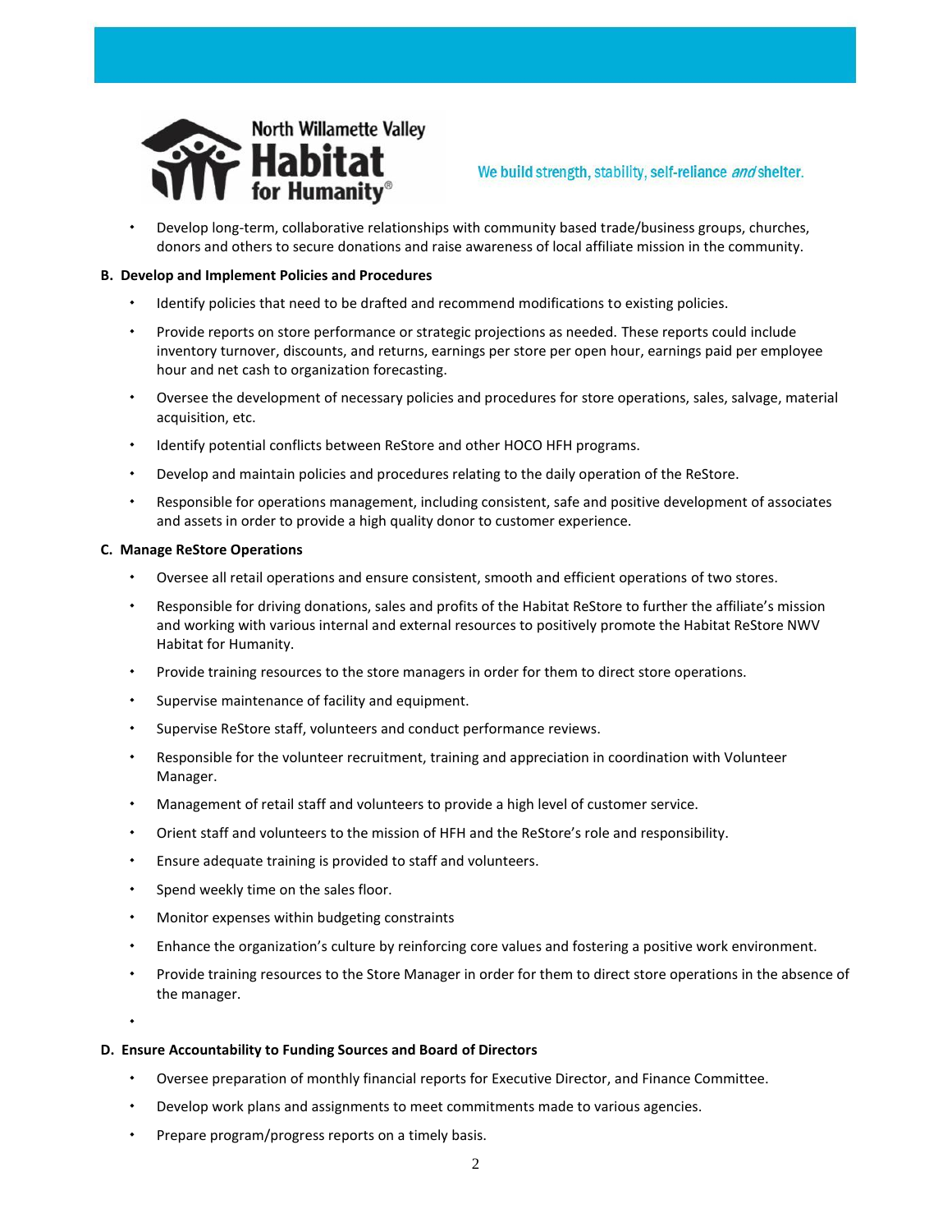- Develop long-term, collaborative relationships with community based trade/business groups, churches, donors and others to secure donations and raise awareness of local affiliate mission in the community.

**B. Develop and Implement Policies and Procedures**

- Identify policies that need to be drafted and recommend modifications to existing policies.
- Provide reports on store performance or strategic projections as needed. These reports could include inventory turnover, discounts, and returns, earnings per store per open hour, earnings paid per employee hour and net cash to organization forecasting.
- Oversee the development of necessary policies and procedures for store operations, sales, salvage, material acquisition, etc.
- Identify potential conflicts between ReStore and other HOCO HFH programs.
- Develop and maintain policies and procedures relating to the daily operation of the ReStore.
- Responsible for operations management, including consistent, safe and positive development of associates and assets in order to provide a high quality donor to customer experience.

**C. Manage ReStore Operations**

- Oversee all retail operations and ensure consistent, smooth and efficient operations of two stores.
- Responsible for driving donations, sales and profits of the Habitat ReStore to further the affiliate's mission and working with various internal and external resources to positively promote the Habitat ReStore NWV Habitat for Humanity.
- Provide training resources to the store managers in order for them to direct store operations.
- Supervise maintenance of facility and equipment.
- Supervise ReStore staff, volunteers and conduct performance reviews.
- Responsible for the volunteer recruitment, training and appreciation in coordination with Volunteer Manager.
- Management of retail staff and volunteers to provide a high level of customer service.
- Orient staff and volunteers to the mission of HFH and the ReStore's role and responsibility.
- Ensure adequate training is provided to staff and volunteers.
- Spend weekly time on the sales floor.
- Monitor expenses within budgeting constraints
- Enhance the organization's culture by reinforcing core values and fostering a positive work environment.
- Provide training resources to the Store Manager in order for them to direct store operations in the absence of the manager.

**D. Ensure Accountability to Funding Sources and Board of Directors**

- Oversee preparation of monthly financial reports for Executive Director, and Finance Committee.
- Develop work plans and assignments to meet commitments made to various agencies.
- Prepare program/progress reports on a timely basis.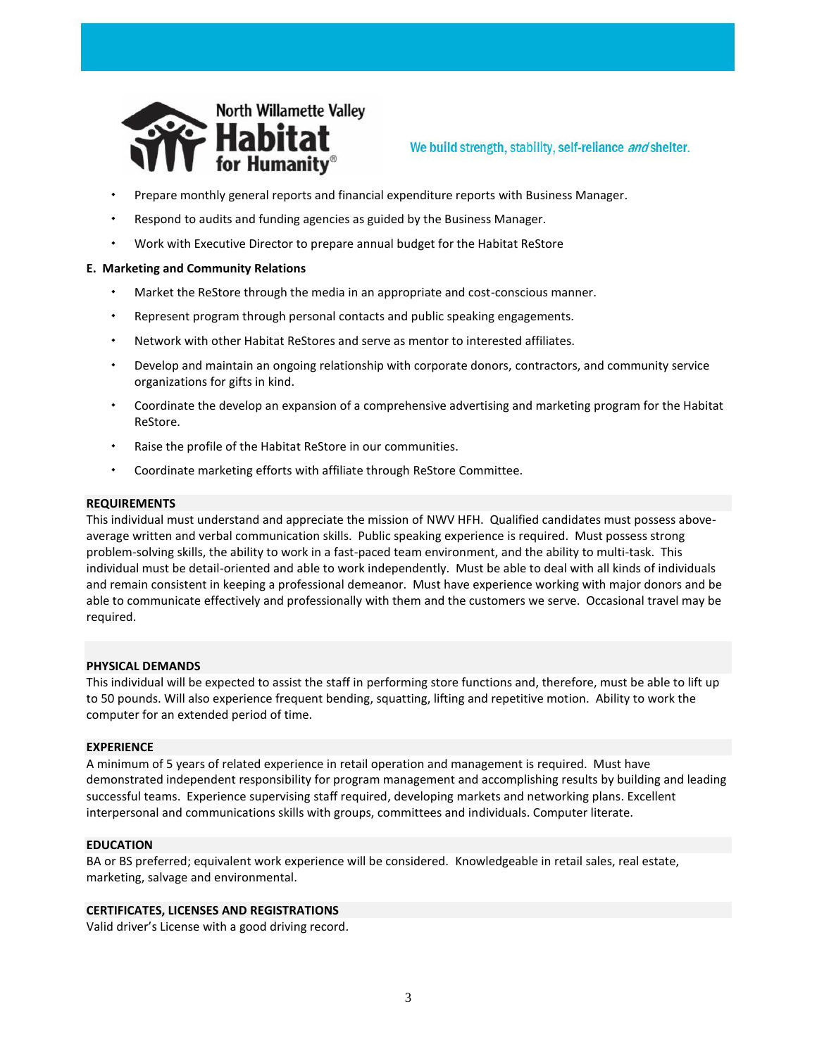- Prepare monthly general reports and financial expenditure reports with Business Manager.
- Respond to audits and funding agencies as guided by the Business Manager.
- Work with Executive Director to prepare annual budget for the Habitat ReStore

**E. Marketing and Community Relations**

- Market the ReStore through the media in an appropriate and cost-conscious manner.
- Represent program through personal contacts and public speaking engagements.
- Network with other Habitat ReStores and serve as mentor to interested affiliates.
- Develop and maintain an ongoing relationship with corporate donors, contractors, and community service organizations for gifts in kind.
- Coordinate the develop an expansion of a comprehensive advertising and marketing program for the Habitat ReStore.
- Raise the profile of the Habitat ReStore in our communities.
- Coordinate marketing efforts with affiliate through ReStore Committee.

**REQUIREMENTS**

This individual must understand and appreciate the mission of NWV HFH. Qualified candidates must possess above-average written and verbal communication skills. Public speaking experience is required. Must possess strong problem-solving skills, the ability to work in a fast-paced team environment, and the ability to multi-task. This individual must be detail-oriented and able to work independently. Must be able to deal with all kinds of individuals and remain consistent in keeping a professional demeanor. Must have experience working with major donors and be able to communicate effectively and professionally with them and the customers we serve. Occasional travel may be required.

**PHYSICAL DEMANDS**

This individual will be expected to assist the staff in performing store functions and, therefore, must be able to lift up to 50 pounds. Will also experience frequent bending, squatting, lifting and repetitive motion. Ability to work the computer for an extended period of time.

**EXPERIENCE**

A minimum of 5 years of related experience in retail operation and management is required. Must have demonstrated independent responsibility for program management and accomplishing results by building and leading successful teams. Experience supervising staff required, developing markets and networking plans. Excellent interpersonal and communications skills with groups, committees and individuals. Computer literate.

**EDUCATION**

BA or BS preferred; equivalent work experience will be considered. Knowledgeable in retail sales, real estate, marketing, salvage and environmental.

**CERTIFICATES, LICENSES AND REGISTRATIONS**

Valid driver's License with a good driving record.